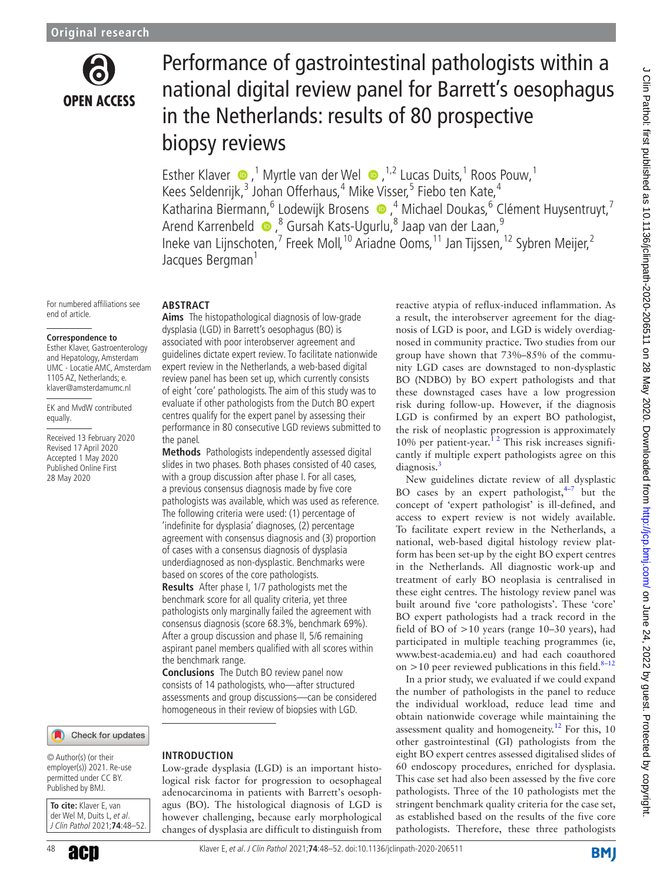Original research

# Performance of gastrointestinal pathologists within a national digital review panel for Barrett's oesophagus in the Netherlands: results of 80 prospective biopsy reviews

Esther Klaver,[1] Myrtle van der Wel,[1,2] Lucas Duits,[1] Roos Pouw,[1] Kees Seldenrijk,[3] Johan Offerhaus,[4] Mike Visser,[5] Fiebo ten Kate,[4] Katharina Biermann,[6] Lodewijk Brosens,[4] Michael Doukas,[6] Clément Huysentruyt,[7] Arend Karrenbeld,[8] Gursah Kats-Ugurlu,[8] Jaap van der Laan,[9] Ineke van Lijnschoten,[7] Freek Moll,[10] Ariadne Ooms,[11] Jan Tijssen,[12] Sybren Meijer,[2] Jacques Bergman[1]

For numbered affiliations see end of article.

**Correspondence to**
Esther Klaver, Gastroenterology and Hepatology, Amsterdam UMC - Locatie AMC, Amsterdam 1105 AZ, Netherlands; e.klaver@amsterdamumc.nl

EK and MvdW contributed equally.

Received 13 February 2020
Revised 17 April 2020
Accepted 1 May 2020
Published Online First 28 May 2020

© Author(s) (or their employer(s)) 2021. Re-use permitted under CC BY. Published by BMJ.

**To cite:** Klaver E, van der Wel M, Duits L, *et al*. *J Clin Pathol* 2021;**74**:48–52.

## ABSTRACT

**Aims** The histopathological diagnosis of low-grade dysplasia (LGD) in Barrett's oesophagus (BO) is associated with poor interobserver agreement and guidelines dictate expert review. To facilitate nationwide expert review in the Netherlands, a web-based digital review panel has been set up, which currently consists of eight 'core' pathologists. The aim of this study was to evaluate if other pathologists from the Dutch BO expert centres qualify for the expert panel by assessing their performance in 80 consecutive LGD reviews submitted to the panel.

**Methods** Pathologists independently assessed digital slides in two phases. Both phases consisted of 40 cases, with a group discussion after phase I. For all cases, a previous consensus diagnosis made by five core pathologists was available, which was used as reference. The following criteria were used: (1) percentage of 'indefinite for dysplasia' diagnoses, (2) percentage agreement with consensus diagnosis and (3) proportion of cases with a consensus diagnosis of dysplasia underdiagnosed as non-dysplastic. Benchmarks were based on scores of the core pathologists.

**Results** After phase I, 1/7 pathologists met the benchmark score for all quality criteria, yet three pathologists only marginally failed the agreement with consensus diagnosis (score 68.3%, benchmark 69%). After a group discussion and phase II, 5/6 remaining aspirant panel members qualified with all scores within the benchmark range.

**Conclusions** The Dutch BO review panel now consists of 14 pathologists, who—after structured assessments and group discussions—can be considered homogeneous in their review of biopsies with LGD.

## INTRODUCTION

Low-grade dysplasia (LGD) is an important histological risk factor for progression to oesophageal adenocarcinoma in patients with Barrett's oesophagus (BO). The histological diagnosis of LGD is however challenging, because early morphological changes of dysplasia are difficult to distinguish from reactive atypia of reflux-induced inflammation. As a result, the interobserver agreement for the diagnosis of LGD is poor, and LGD is widely overdiagnosed in community practice. Two studies from our group have shown that 73%–85% of the community LGD cases are downstaged to non-dysplastic BO (NDBO) by BO expert pathologists and that these downstaged cases have a low progression risk during follow-up. However, if the diagnosis LGD is confirmed by an expert BO pathologist, the risk of neoplastic progression is approximately 10% per patient-year.[1 2] This risk increases significantly if multiple expert pathologists agree on this diagnosis.[3]

New guidelines dictate review of all dysplastic BO cases by an expert pathologist,[4–7] but the concept of 'expert pathologist' is ill-defined, and access to expert review is not widely available. To facilitate expert review in the Netherlands, a national, web-based digital histology review platform has been set-up by the eight BO expert centres in the Netherlands. All diagnostic work-up and treatment of early BO neoplasia is centralised in these eight centres. The histology review panel was built around five 'core pathologists'. These 'core' BO expert pathologists had a track record in the field of BO of >10 years (range 10–30 years), had participated in multiple teaching programmes (ie, www.best-academia.eu) and had each coauthored on >10 peer reviewed publications in this field.[8–12]

In a prior study, we evaluated if we could expand the number of pathologists in the panel to reduce the individual workload, reduce lead time and obtain nationwide coverage while maintaining the assessment quality and homogeneity.[12] For this, 10 other gastrointestinal (GI) pathologists from the eight BO expert centres assessed digitalised slides of 60 endoscopy procedures, enriched for dysplasia. This case set had also been assessed by the five core pathologists. Three of the 10 pathologists met the stringent benchmark quality criteria for the case set, as established based on the results of the five core pathologists. Therefore, these three pathologists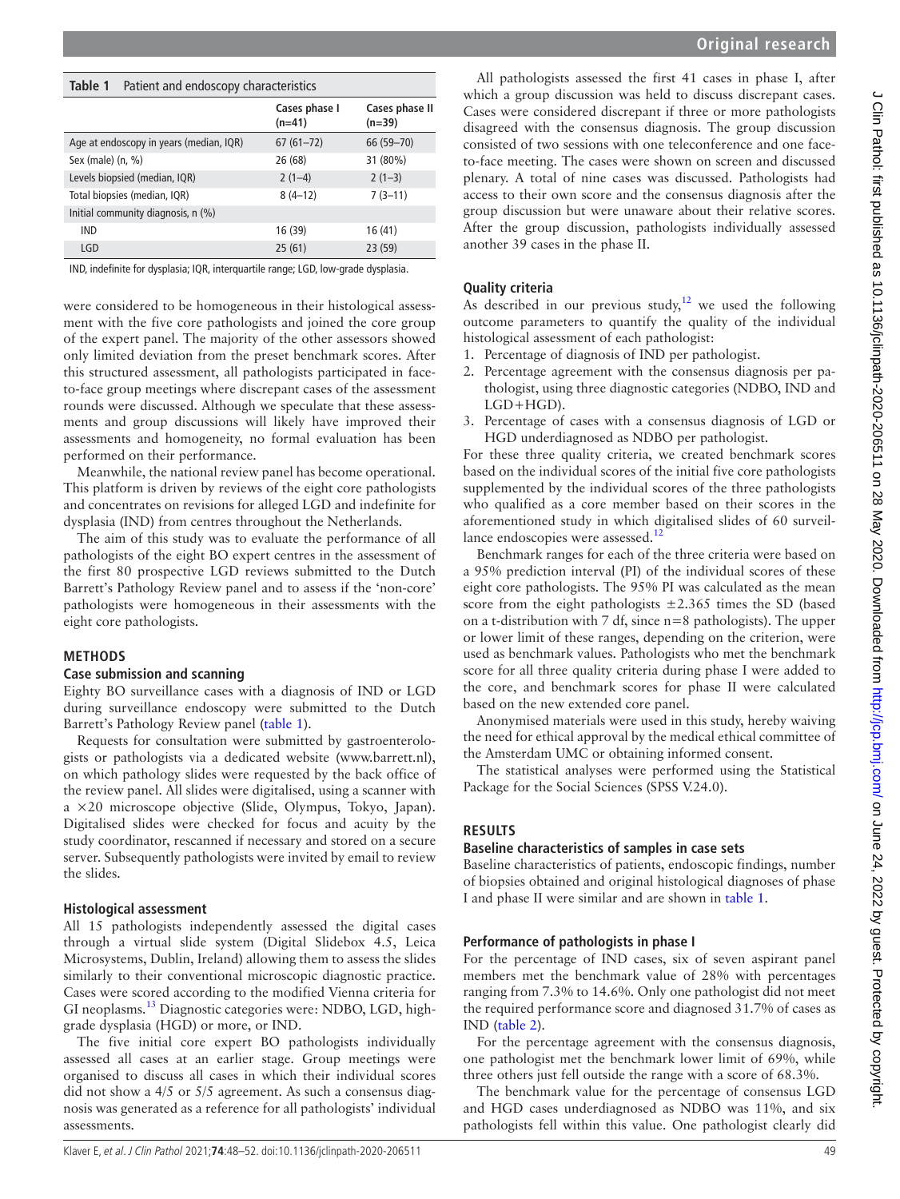**Table 1** Patient and endoscopy characteristics

| | Cases phase I (n=41) | Cases phase II (n=39) |
|---|---|---|
| Age at endoscopy in years (median, IQR) | 67 (61–72) | 66 (59–70) |
| Sex (male) (n, %) | 26 (68) | 31 (80%) |
| Levels biopsied (median, IQR) | 2 (1–4) | 2 (1–3) |
| Total biopsies (median, IQR) | 8 (4–12) | 7 (3–11) |
| Initial community diagnosis, n (%) | | |
| IND | 16 (39) | 16 (41) |
| LGD | 25 (61) | 23 (59) |

IND, indefinite for dysplasia; IQR, interquartile range; LGD, low-grade dysplasia.

were considered to be homogeneous in their histological assessment with the five core pathologists and joined the core group of the expert panel. The majority of the other assessors showed only limited deviation from the preset benchmark scores. After this structured assessment, all pathologists participated in face-to-face group meetings where discrepant cases of the assessment rounds were discussed. Although we speculate that these assessments and group discussions will likely have improved their assessments and homogeneity, no formal evaluation has been performed on their performance.

Meanwhile, the national review panel has become operational. This platform is driven by reviews of the eight core pathologists and concentrates on revisions for alleged LGD and indefinite for dysplasia (IND) from centres throughout the Netherlands.

The aim of this study was to evaluate the performance of all pathologists of the eight BO expert centres in the assessment of the first 80 prospective LGD reviews submitted to the Dutch Barrett's Pathology Review panel and to assess if the 'non-core' pathologists were homogeneous in their assessments with the eight core pathologists.

## METHODS

### Case submission and scanning

Eighty BO surveillance cases with a diagnosis of IND or LGD during surveillance endoscopy were submitted to the Dutch Barrett's Pathology Review panel (table 1).

Requests for consultation were submitted by gastroenterologists or pathologists via a dedicated website (www.barrett.nl), on which pathology slides were requested by the back office of the review panel. All slides were digitalised, using a scanner with a ×20 microscope objective (Slide, Olympus, Tokyo, Japan). Digitalised slides were checked for focus and acuity by the study coordinator, rescanned if necessary and stored on a secure server. Subsequently pathologists were invited by email to review the slides.

### Histological assessment

All 15 pathologists independently assessed the digital cases through a virtual slide system (Digital Slidebox 4.5, Leica Microsystems, Dublin, Ireland) allowing them to assess the slides similarly to their conventional microscopic diagnostic practice. Cases were scored according to the modified Vienna criteria for GI neoplasms.[13] Diagnostic categories were: NDBO, LGD, high-grade dysplasia (HGD) or more, or IND.

The five initial core expert BO pathologists individually assessed all cases at an earlier stage. Group meetings were organised to discuss all cases in which their individual scores did not show a 4/5 or 5/5 agreement. As such a consensus diagnosis was generated as a reference for all pathologists' individual assessments.

All pathologists assessed the first 41 cases in phase I, after which a group discussion was held to discuss discrepant cases. Cases were considered discrepant if three or more pathologists disagreed with the consensus diagnosis. The group discussion consisted of two sessions with one teleconference and one face-to-face meeting. The cases were shown on screen and discussed plenary. A total of nine cases was discussed. Pathologists had access to their own score and the consensus diagnosis after the group discussion but were unaware about their relative scores. After the group discussion, pathologists individually assessed another 39 cases in the phase II.

### Quality criteria

As described in our previous study,[12] we used the following outcome parameters to quantify the quality of the individual histological assessment of each pathologist:

1. Percentage of diagnosis of IND per pathologist.
2. Percentage agreement with the consensus diagnosis per pathologist, using three diagnostic categories (NDBO, IND and LGD+HGD).
3. Percentage of cases with a consensus diagnosis of LGD or HGD underdiagnosed as NDBO per pathologist.

For these three quality criteria, we created benchmark scores based on the individual scores of the initial five core pathologists supplemented by the individual scores of the three pathologists who qualified as a core member based on their scores in the aforementioned study in which digitalised slides of 60 surveillance endoscopies were assessed.[12]

Benchmark ranges for each of the three criteria were based on a 95% prediction interval (PI) of the individual scores of these eight core pathologists. The 95% PI was calculated as the mean score from the eight pathologists ±2.365 times the SD (based on a t-distribution with 7 df, since n=8 pathologists). The upper or lower limit of these ranges, depending on the criterion, were used as benchmark values. Pathologists who met the benchmark score for all three quality criteria during phase I were added to the core, and benchmark scores for phase II were calculated based on the new extended core panel.

Anonymised materials were used in this study, hereby waiving the need for ethical approval by the medical ethical committee of the Amsterdam UMC or obtaining informed consent.

The statistical analyses were performed using the Statistical Package for the Social Sciences (SPSS V.24.0).

## RESULTS

### Baseline characteristics of samples in case sets

Baseline characteristics of patients, endoscopic findings, number of biopsies obtained and original histological diagnoses of phase I and phase II were similar and are shown in table 1.

### Performance of pathologists in phase I

For the percentage of IND cases, six of seven aspirant panel members met the benchmark value of 28% with percentages ranging from 7.3% to 14.6%. Only one pathologist did not meet the required performance score and diagnosed 31.7% of cases as IND (table 2).

For the percentage agreement with the consensus diagnosis, one pathologist met the benchmark lower limit of 69%, while three others just fell outside the range with a score of 68.3%.

The benchmark value for the percentage of consensus LGD and HGD cases underdiagnosed as NDBO was 11%, and six pathologists fell within this value. One pathologist clearly did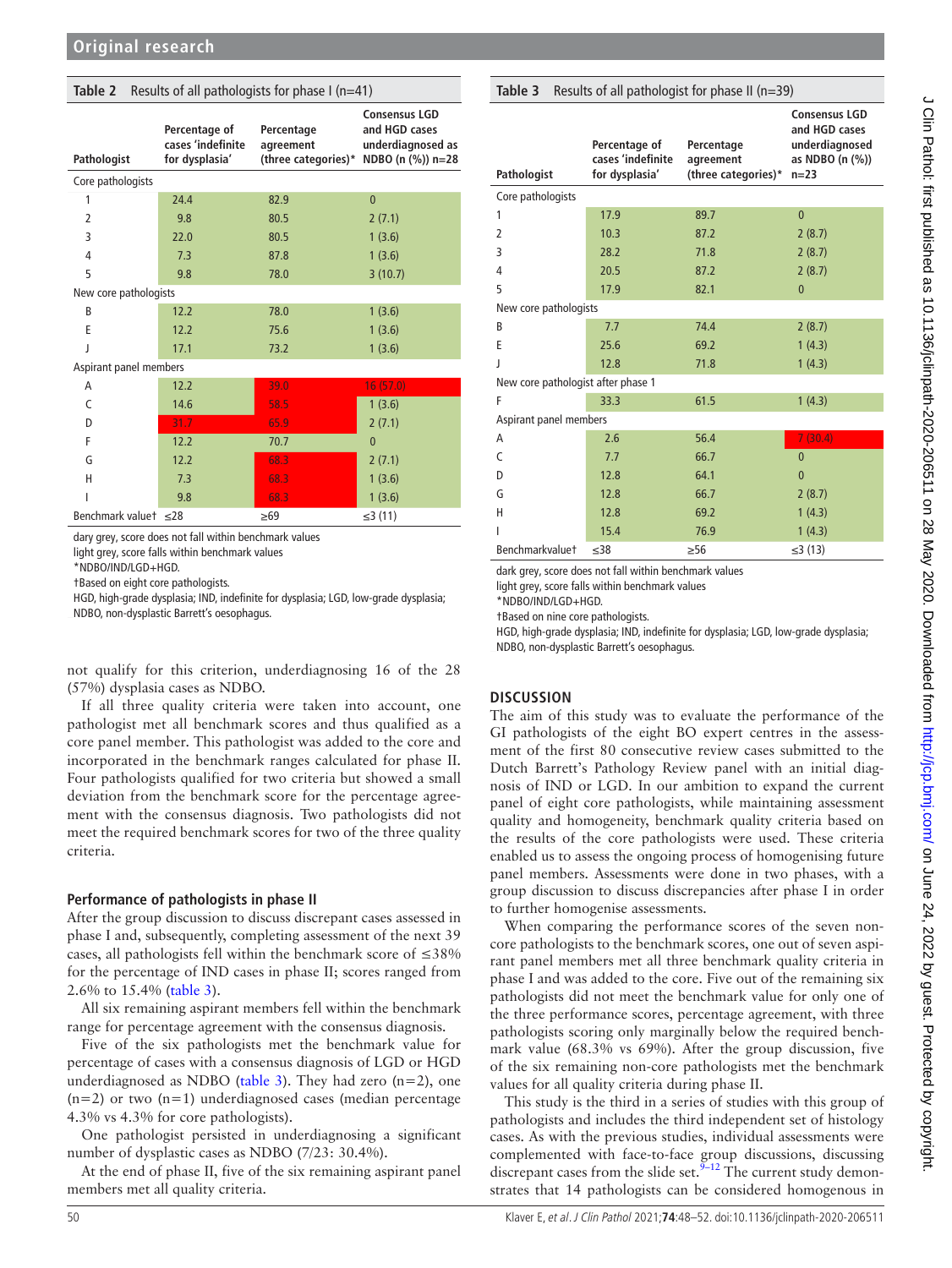**Table 2** Results of all pathologists for phase I (n=41)

| Pathologist | Percentage of cases 'indefinite for dysplasia' | Percentage agreement (three categories)* | Consensus LGD and HGD cases underdiagnosed as NDBO (n (%)) n=28 |
|---|---|---|---|
| Core pathologists | | | |
| 1 | 24.4 | 82.9 | 0 |
| 2 | 9.8 | 80.5 | 2 (7.1) |
| 3 | 22.0 | 80.5 | 1 (3.6) |
| 4 | 7.3 | 87.8 | 1 (3.6) |
| 5 | 9.8 | 78.0 | 3 (10.7) |
| New core pathologists | | | |
| B | 12.2 | 78.0 | 1 (3.6) |
| E | 12.2 | 75.6 | 1 (3.6) |
| J | 17.1 | 73.2 | 1 (3.6) |
| Aspirant panel members | | | |
| A | 12.2 | 39.0 | 16 (57.0) |
| C | 14.6 | 58.5 | 1 (3.6) |
| D | 31.7 | 65.9 | 2 (7.1) |
| F | 12.2 | 70.7 | 0 |
| G | 12.2 | 68.3 | 2 (7.1) |
| H | 7.3 | 68.3 | 1 (3.6) |
| I | 9.8 | 68.3 | 1 (3.6) |
| Benchmark value† | ≤28 | ≥69 | ≤3 (11) |

dary grey, score does not fall within benchmark values
light grey, score falls within benchmark values
*NDBO/IND/LGD+HGD.
†Based on eight core pathologists.
HGD, high-grade dysplasia; IND, indefinite for dysplasia; LGD, low-grade dysplasia; NDBO, non-dysplastic Barrett's oesophagus.

not qualify for this criterion, underdiagnosing 16 of the 28 (57%) dysplasia cases as NDBO.

If all three quality criteria were taken into account, one pathologist met all benchmark scores and thus qualified as a core panel member. This pathologist was added to the core and incorporated in the benchmark ranges calculated for phase II. Four pathologists qualified for two criteria but showed a small deviation from the benchmark score for the percentage agreement with the consensus diagnosis. Two pathologists did not meet the required benchmark scores for two of the three quality criteria.

### Performance of pathologists in phase II

After the group discussion to discuss discrepant cases assessed in phase I and, subsequently, completing assessment of the next 39 cases, all pathologists fell within the benchmark score of ≤38% for the percentage of IND cases in phase II; scores ranged from 2.6% to 15.4% (table 3).

All six remaining aspirant members fell within the benchmark range for percentage agreement with the consensus diagnosis.

Five of the six pathologists met the benchmark value for percentage of cases with a consensus diagnosis of LGD or HGD underdiagnosed as NDBO (table 3). They had zero (n=2), one (n=2) or two (n=1) underdiagnosed cases (median percentage 4.3% vs 4.3% for core pathologists).

One pathologist persisted in underdiagnosing a significant number of dysplastic cases as NDBO (7/23: 30.4%).

At the end of phase II, five of the six remaining aspirant panel members met all quality criteria.

**Table 3** Results of all pathologist for phase II (n=39)

| Pathologist | Percentage of cases 'indefinite for dysplasia' | Percentage agreement (three categories)* | Consensus LGD and HGD cases underdiagnosed as NDBO (n (%)) n=23 |
|---|---|---|---|
| Core pathologists | | | |
| 1 | 17.9 | 89.7 | 0 |
| 2 | 10.3 | 87.2 | 2 (8.7) |
| 3 | 28.2 | 71.8 | 2 (8.7) |
| 4 | 20.5 | 87.2 | 2 (8.7) |
| 5 | 17.9 | 82.1 | 0 |
| New core pathologists | | | |
| B | 7.7 | 74.4 | 2 (8.7) |
| E | 25.6 | 69.2 | 1 (4.3) |
| J | 12.8 | 71.8 | 1 (4.3) |
| New core pathologist after phase 1 | | | |
| F | 33.3 | 61.5 | 1 (4.3) |
| Aspirant panel members | | | |
| A | 2.6 | 56.4 | 7 (30.4) |
| C | 7.7 | 66.7 | 0 |
| D | 12.8 | 64.1 | 0 |
| G | 12.8 | 66.7 | 2 (8.7) |
| H | 12.8 | 69.2 | 1 (4.3) |
| I | 15.4 | 76.9 | 1 (4.3) |
| Benchmarkvalue† | ≤38 | ≥56 | ≤3 (13) |

dark grey, score does not fall within benchmark values
light grey, score falls within benchmark values
*NDBO/IND/LGD+HGD.
†Based on nine core pathologists.
HGD, high-grade dysplasia; IND, indefinite for dysplasia; LGD, low-grade dysplasia; NDBO, non-dysplastic Barrett's oesophagus.

## DISCUSSION

The aim of this study was to evaluate the performance of the GI pathologists of the eight BO expert centres in the assessment of the first 80 consecutive review cases submitted to the Dutch Barrett's Pathology Review panel with an initial diagnosis of IND or LGD. In our ambition to expand the current panel of eight core pathologists, while maintaining assessment quality and homogeneity, benchmark quality criteria based on the results of the core pathologists were used. These criteria enabled us to assess the ongoing process of homogenising future panel members. Assessments were done in two phases, with a group discussion to discuss discrepancies after phase I in order to further homogenise assessments.

When comparing the performance scores of the seven non-core pathologists to the benchmark scores, one out of seven aspirant panel members met all three benchmark quality criteria in phase I and was added to the core. Five out of the remaining six pathologists did not meet the benchmark value for only one of the three performance scores, percentage agreement, with three pathologists scoring only marginally below the required benchmark value (68.3% vs 69%). After the group discussion, five of the six remaining non-core pathologists met the benchmark values for all quality criteria during phase II.

This study is the third in a series of studies with this group of pathologists and includes the third independent set of histology cases. As with the previous studies, individual assessments were complemented with face-to-face group discussions, discussing discrepant cases from the slide set.[9–12] The current study demonstrates that 14 pathologists can be considered homogenous in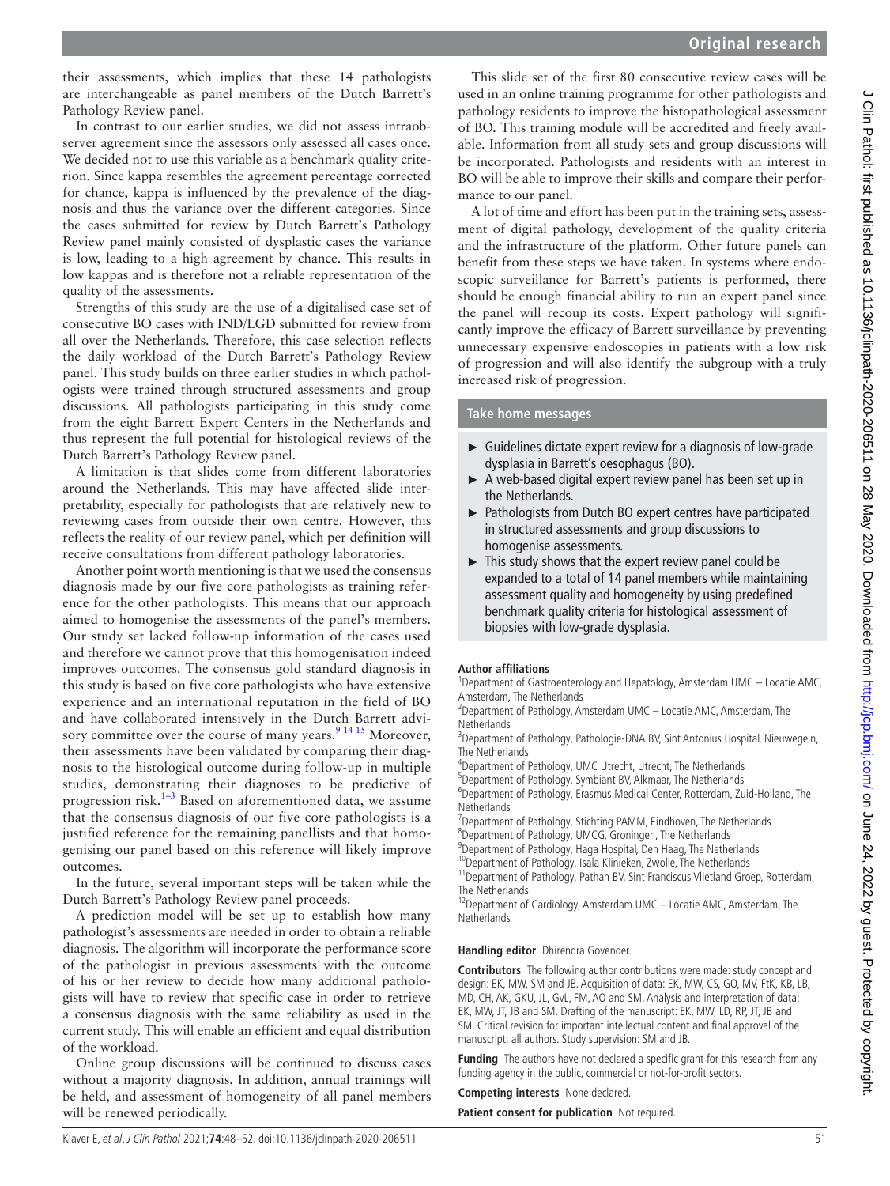their assessments, which implies that these 14 pathologists are interchangeable as panel members of the Dutch Barrett's Pathology Review panel.

In contrast to our earlier studies, we did not assess intraobserver agreement since the assessors only assessed all cases once. We decided not to use this variable as a benchmark quality criterion. Since kappa resembles the agreement percentage corrected for chance, kappa is influenced by the prevalence of the diagnosis and thus the variance over the different categories. Since the cases submitted for review by Dutch Barrett's Pathology Review panel mainly consisted of dysplastic cases the variance is low, leading to a high agreement by chance. This results in low kappas and is therefore not a reliable representation of the quality of the assessments.

Strengths of this study are the use of a digitalised case set of consecutive BO cases with IND/LGD submitted for review from all over the Netherlands. Therefore, this case selection reflects the daily workload of the Dutch Barrett's Pathology Review panel. This study builds on three earlier studies in which pathologists were trained through structured assessments and group discussions. All pathologists participating in this study come from the eight Barrett Expert Centers in the Netherlands and thus represent the full potential for histological reviews of the Dutch Barrett's Pathology Review panel.

A limitation is that slides come from different laboratories around the Netherlands. This may have affected slide interpretability, especially for pathologists that are relatively new to reviewing cases from outside their own centre. However, this reflects the reality of our review panel, which per definition will receive consultations from different pathology laboratories.

Another point worth mentioning is that we used the consensus diagnosis made by our five core pathologists as training reference for the other pathologists. This means that our approach aimed to homogenise the assessments of the panel's members. Our study set lacked follow-up information of the cases used and therefore we cannot prove that this homogenisation indeed improves outcomes. The consensus gold standard diagnosis in this study is based on five core pathologists who have extensive experience and an international reputation in the field of BO and have collaborated intensively in the Dutch Barrett advisory committee over the course of many years.[9 14 15] Moreover, their assessments have been validated by comparing their diagnosis to the histological outcome during follow-up in multiple studies, demonstrating their diagnoses to be predictive of progression risk.[1–3] Based on aforementioned data, we assume that the consensus diagnosis of our five core pathologists is a justified reference for the remaining panellists and that homogenising our panel based on this reference will likely improve outcomes.

In the future, several important steps will be taken while the Dutch Barrett's Pathology Review panel proceeds.

A prediction model will be set up to establish how many pathologist's assessments are needed in order to obtain a reliable diagnosis. The algorithm will incorporate the performance score of the pathologist in previous assessments with the outcome of his or her review to decide how many additional pathologists will have to review that specific case in order to retrieve a consensus diagnosis with the same reliability as used in the current study. This will enable an efficient and equal distribution of the workload.

Online group discussions will be continued to discuss cases without a majority diagnosis. In addition, annual trainings will be held, and assessment of homogeneity of all panel members will be renewed periodically.

This slide set of the first 80 consecutive review cases will be used in an online training programme for other pathologists and pathology residents to improve the histopathological assessment of BO. This training module will be accredited and freely available. Information from all study sets and group discussions will be incorporated. Pathologists and residents with an interest in BO will be able to improve their skills and compare their performance to our panel.

A lot of time and effort has been put in the training sets, assessment of digital pathology, development of the quality criteria and the infrastructure of the platform. Other future panels can benefit from these steps we have taken. In systems where endoscopic surveillance for Barrett's patients is performed, there should be enough financial ability to run an expert panel since the panel will recoup its costs. Expert pathology will significantly improve the efficacy of Barrett surveillance by preventing unnecessary expensive endoscopies in patients with a low risk of progression and will also identify the subgroup with a truly increased risk of progression.

## Take home messages

- Guidelines dictate expert review for a diagnosis of low-grade dysplasia in Barrett's oesophagus (BO).
- A web-based digital expert review panel has been set up in the Netherlands.
- Pathologists from Dutch BO expert centres have participated in structured assessments and group discussions to homogenise assessments.
- This study shows that the expert review panel could be expanded to a total of 14 panel members while maintaining assessment quality and homogeneity by using predefined benchmark quality criteria for histological assessment of biopsies with low-grade dysplasia.

**Author affiliations**

[1]Department of Gastroenterology and Hepatology, Amsterdam UMC – Locatie AMC, Amsterdam, The Netherlands
[2]Department of Pathology, Amsterdam UMC – Locatie AMC, Amsterdam, The Netherlands
[3]Department of Pathology, Pathologie-DNA BV, Sint Antonius Hospital, Nieuwegein, The Netherlands
[4]Department of Pathology, UMC Utrecht, Utrecht, The Netherlands
[5]Department of Pathology, Symbiant BV, Alkmaar, The Netherlands
[6]Department of Pathology, Erasmus Medical Center, Rotterdam, Zuid-Holland, The Netherlands
[7]Department of Pathology, Stichting PAMM, Eindhoven, The Netherlands
[8]Department of Pathology, UMCG, Groningen, The Netherlands
[9]Department of Pathology, Haga Hospital, Den Haag, The Netherlands
[10]Department of Pathology, Isala Klinieken, Zwolle, The Netherlands
[11]Department of Pathology, Pathan BV, Sint Franciscus Vlietland Groep, Rotterdam, The Netherlands
[12]Department of Cardiology, Amsterdam UMC – Locatie AMC, Amsterdam, The Netherlands

**Handling editor** Dhirendra Govender.

**Contributors** The following author contributions were made: study concept and design: EK, MW, SM and JB. Acquisition of data: EK, MW, CS, GO, MV, FtK, KB, LB, MD, CH, AK, GKU, JL, GvL, FM, AO and SM. Analysis and interpretation of data: EK, MW, JT, JB and SM. Drafting of the manuscript: EK, MW, LD, RP, JT, JB and SM. Critical revision for important intellectual content and final approval of the manuscript: all authors. Study supervision: SM and JB.

**Funding** The authors have not declared a specific grant for this research from any funding agency in the public, commercial or not-for-profit sectors.

**Competing interests** None declared.

**Patient consent for publication** Not required.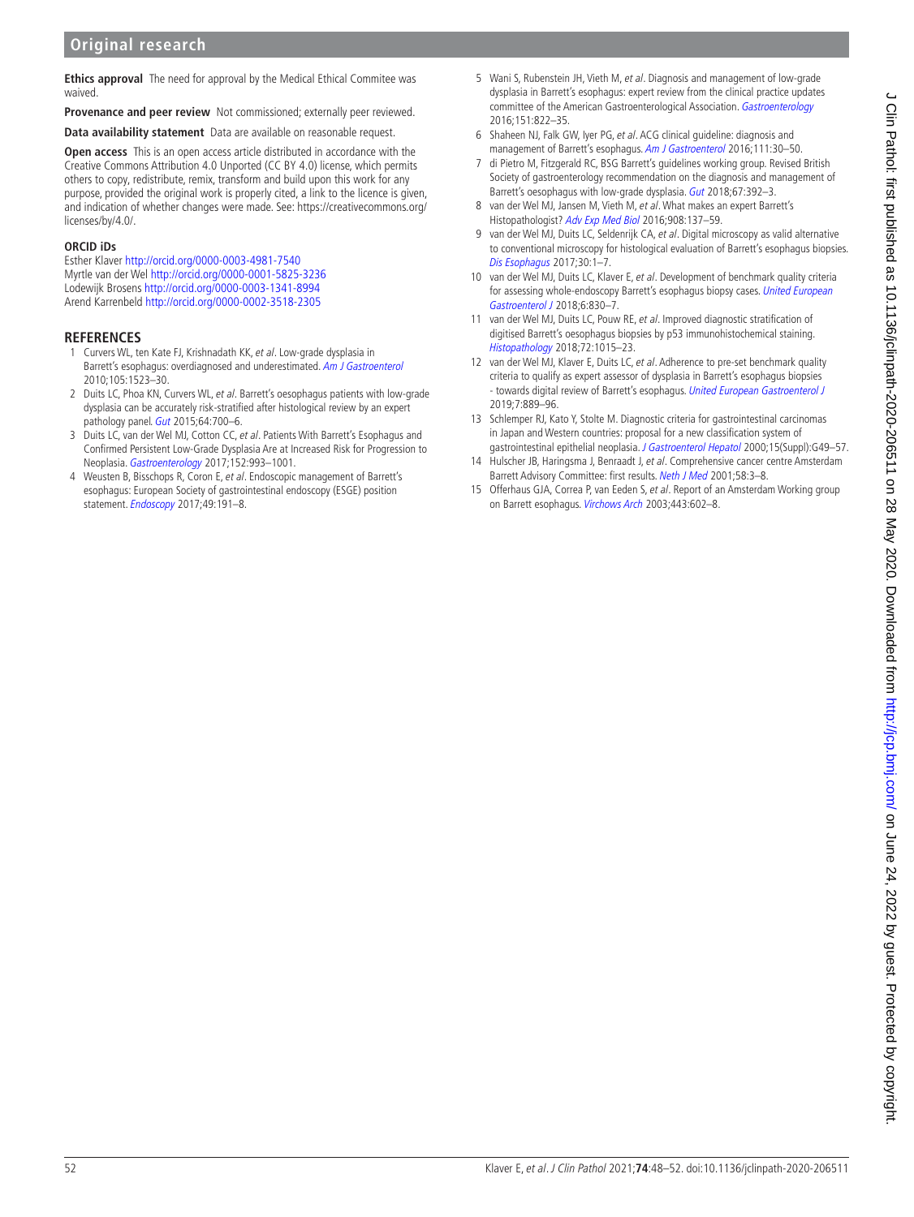**Ethics approval** The need for approval by the Medical Ethical Commitee was waived.

**Provenance and peer review** Not commissioned; externally peer reviewed.

**Data availability statement** Data are available on reasonable request.

**Open access** This is an open access article distributed in accordance with the Creative Commons Attribution 4.0 Unported (CC BY 4.0) license, which permits others to copy, redistribute, remix, transform and build upon this work for any purpose, provided the original work is properly cited, a link to the licence is given, and indication of whether changes were made. See: https://creativecommons.org/licenses/by/4.0/.

### ORCID iDs

Esther Klaver http://orcid.org/0000-0003-4981-7540
Myrtle van der Wel http://orcid.org/0000-0001-5825-3236
Lodewijk Brosens http://orcid.org/0000-0003-1341-8994
Arend Karrenbeld http://orcid.org/0000-0002-3518-2305

## REFERENCES

1. Curvers WL, ten Kate FJ, Krishnadath KK, *et al*. Low-grade dysplasia in Barrett's esophagus: overdiagnosed and underestimated. *Am J Gastroenterol* 2010;105:1523–30.
2. Duits LC, Phoa KN, Curvers WL, *et al*. Barrett's oesophagus patients with low-grade dysplasia can be accurately risk-stratified after histological review by an expert pathology panel. *Gut* 2015;64:700–6.
3. Duits LC, van der Wel MJ, Cotton CC, *et al*. Patients With Barrett's Esophagus and Confirmed Persistent Low-Grade Dysplasia Are at Increased Risk for Progression to Neoplasia. *Gastroenterology* 2017;152:993–1001.
4. Weusten B, Bisschops R, Coron E, *et al*. Endoscopic management of Barrett's esophagus: European Society of gastrointestinal endoscopy (ESGE) position statement. *Endoscopy* 2017;49:191–8.
5. Wani S, Rubenstein JH, Vieth M, *et al*. Diagnosis and management of low-grade dysplasia in Barrett's esophagus: expert review from the clinical practice updates committee of the American Gastroenterological Association. *Gastroenterology* 2016;151:822–35.
6. Shaheen NJ, Falk GW, Iyer PG, *et al*. ACG clinical guideline: diagnosis and management of Barrett's esophagus. *Am J Gastroenterol* 2016;111:30–50.
7. di Pietro M, Fitzgerald RC, BSG Barrett's guidelines working group. Revised British Society of gastroenterology recommendation on the diagnosis and management of Barrett's oesophagus with low-grade dysplasia. *Gut* 2018;67:392–3.
8. van der Wel MJ, Jansen M, Vieth M, *et al*. What makes an expert Barrett's Histopathologist? *Adv Exp Med Biol* 2016;908:137–59.
9. van der Wel MJ, Duits LC, Seldenrijk CA, *et al*. Digital microscopy as valid alternative to conventional microscopy for histological evaluation of Barrett's esophagus biopsies. *Dis Esophagus* 2017;30:1–7.
10. van der Wel MJ, Duits LC, Klaver E, *et al*. Development of benchmark quality criteria for assessing whole-endoscopy Barrett's esophagus biopsy cases. *United European Gastroenterol J* 2018;6:830–7.
11. van der Wel MJ, Duits LC, Pouw RE, *et al*. Improved diagnostic stratification of digitised Barrett's oesophagus biopsies by p53 immunohistochemical staining. *Histopathology* 2018;72:1015–23.
12. van der Wel MJ, Klaver E, Duits LC, *et al*. Adherence to pre-set benchmark quality criteria to qualify as expert assessor of dysplasia in Barrett's esophagus biopsies - towards digital review of Barrett's esophagus. *United European Gastroenterol J* 2019;7:889–96.
13. Schlemper RJ, Kato Y, Stolte M. Diagnostic criteria for gastrointestinal carcinomas in Japan and Western countries: proposal for a new classification system of gastrointestinal epithelial neoplasia. *J Gastroenterol Hepatol* 2000;15(Suppl):G49–57.
14. Hulscher JB, Haringsma J, Benraadt J, *et al*. Comprehensive cancer centre Amsterdam Barrett Advisory Committee: first results. *Neth J Med* 2001;58:3–8.
15. Offerhaus GJA, Correa P, van Eeden S, *et al*. Report of an Amsterdam Working group on Barrett esophagus. *Virchows Arch* 2003;443:602–8.